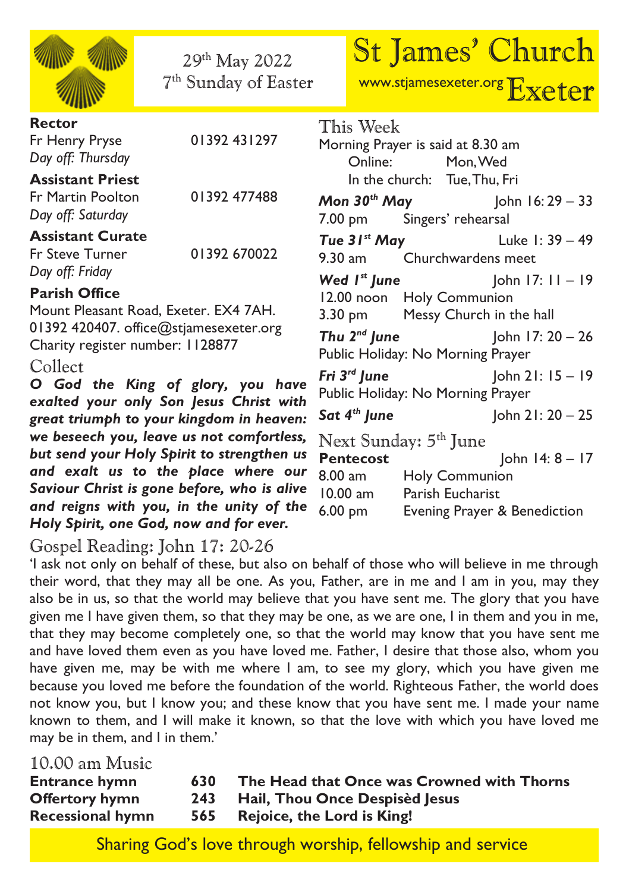29th May 2022
7th Sunday of Easter

# St James' Church Exeter

www.stjamesexeter.org

**Rector**
Fr Henry Pryse 01392 431297
*Day off: Thursday*

**Assistant Priest**
Fr Martin Poolton 01392 477488
*Day off: Saturday*

**Assistant Curate**
Fr Steve Turner 01392 670022
*Day off: Friday*

**Parish Office**
Mount Pleasant Road, Exeter. EX4 7AH.
01392 420407. office@stjamesexeter.org
Charity register number: 1128877

## Collect

***O God the King of glory, you have exalted your only Son Jesus Christ with great triumph to your kingdom in heaven: we beseech you, leave us not comfortless, but send your Holy Spirit to strengthen us and exalt us to the place where our Saviour Christ is gone before, who is alive and reigns with you, in the unity of the Holy Spirit, one God, now and for ever.***

## This Week

Morning Prayer is said at 8.30 am
Online: Mon, Wed
In the church: Tue, Thu, Fri

***Mon 30th May*** John 16: 29 – 33
7.00 pm Singers' rehearsal

***Tue 31st May*** Luke 1: 39 – 49
9.30 am Churchwardens meet

***Wed 1st June*** John 17: 11 – 19
12.00 noon Holy Communion
3.30 pm Messy Church in the hall

***Thu 2nd June*** John 17: 20 – 26
Public Holiday: No Morning Prayer

***Fri 3rd June*** John 21: 15 – 19
Public Holiday: No Morning Prayer

***Sat 4th June*** John 21: 20 – 25

## Next Sunday: 5th June

**Pentecost** John 14: 8 – 17
8.00 am Holy Communion
10.00 am Parish Eucharist
6.00 pm Evening Prayer & Benediction

## Gospel Reading: John 17: 20-26

'I ask not only on behalf of these, but also on behalf of those who will believe in me through their word, that they may all be one. As you, Father, are in me and I am in you, may they also be in us, so that the world may believe that you have sent me. The glory that you have given me I have given them, so that they may be one, as we are one, I in them and you in me, that they may become completely one, so that the world may know that you have sent me and have loved them even as you have loved me. Father, I desire that those also, whom you have given me, may be with me where I am, to see my glory, which you have given me because you loved me before the foundation of the world. Righteous Father, the world does not know you, but I know you; and these know that you have sent me. I made your name known to them, and I will make it known, so that the love with which you have loved me may be in them, and I in them.'

## 10.00 am Music

| | | |
|---|---|---|
| **Entrance hymn** | **630** | **The Head that Once was Crowned with Thorns** |
| **Offertory hymn** | **243** | **Hail, Thou Once Despisèd Jesus** |
| **Recessional hymn** | **565** | **Rejoice, the Lord is King!** |

Sharing God's love through worship, fellowship and service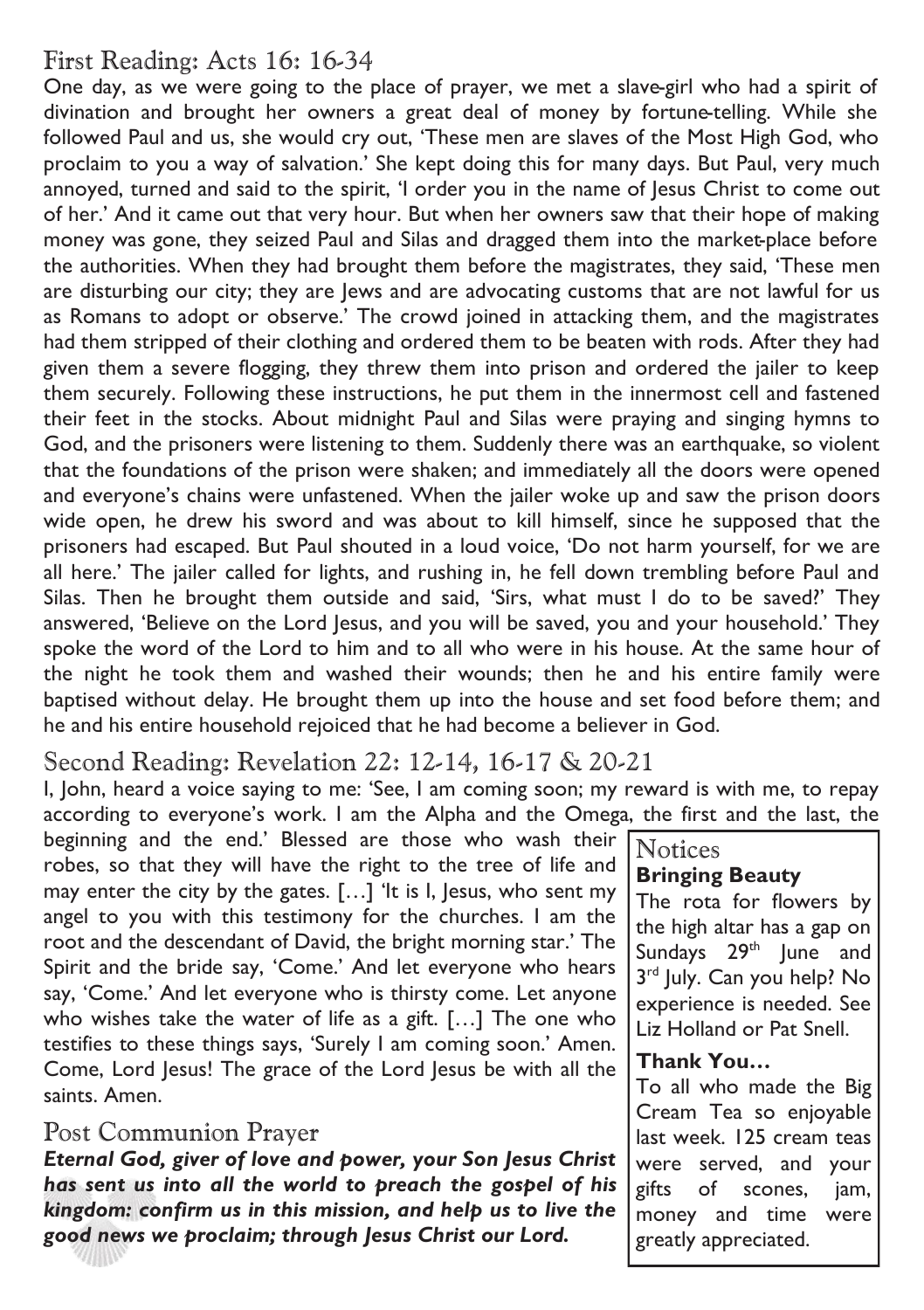## First Reading: Acts 16: 16-34

One day, as we were going to the place of prayer, we met a slave-girl who had a spirit of divination and brought her owners a great deal of money by fortune-telling. While she followed Paul and us, she would cry out, 'These men are slaves of the Most High God, who proclaim to you a way of salvation.' She kept doing this for many days. But Paul, very much annoyed, turned and said to the spirit, 'I order you in the name of Jesus Christ to come out of her.' And it came out that very hour. But when her owners saw that their hope of making money was gone, they seized Paul and Silas and dragged them into the market-place before the authorities. When they had brought them before the magistrates, they said, 'These men are disturbing our city; they are Jews and are advocating customs that are not lawful for us as Romans to adopt or observe.' The crowd joined in attacking them, and the magistrates had them stripped of their clothing and ordered them to be beaten with rods. After they had given them a severe flogging, they threw them into prison and ordered the jailer to keep them securely. Following these instructions, he put them in the innermost cell and fastened their feet in the stocks. About midnight Paul and Silas were praying and singing hymns to God, and the prisoners were listening to them. Suddenly there was an earthquake, so violent that the foundations of the prison were shaken; and immediately all the doors were opened and everyone's chains were unfastened. When the jailer woke up and saw the prison doors wide open, he drew his sword and was about to kill himself, since he supposed that the prisoners had escaped. But Paul shouted in a loud voice, 'Do not harm yourself, for we are all here.' The jailer called for lights, and rushing in, he fell down trembling before Paul and Silas. Then he brought them outside and said, 'Sirs, what must I do to be saved?' They answered, 'Believe on the Lord Jesus, and you will be saved, you and your household.' They spoke the word of the Lord to him and to all who were in his house. At the same hour of the night he took them and washed their wounds; then he and his entire family were baptised without delay. He brought them up into the house and set food before them; and he and his entire household rejoiced that he had become a believer in God.

## Second Reading: Revelation 22: 12-14, 16-17 & 20-21

I, John, heard a voice saying to me: 'See, I am coming soon; my reward is with me, to repay according to everyone's work. I am the Alpha and the Omega, the first and the last, the beginning and the end.' Blessed are those who wash their robes, so that they will have the right to the tree of life and may enter the city by the gates. […] 'It is I, Jesus, who sent my angel to you with this testimony for the churches. I am the root and the descendant of David, the bright morning star.' The Spirit and the bride say, 'Come.' And let everyone who hears say, 'Come.' And let everyone who is thirsty come. Let anyone who wishes take the water of life as a gift. […] The one who testifies to these things says, 'Surely I am coming soon.' Amen. Come, Lord Jesus! The grace of the Lord Jesus be with all the saints. Amen.

## Post Communion Prayer

***Eternal God, giver of love and power, your Son Jesus Christ has sent us into all the world to preach the gospel of his kingdom: confirm us in this mission, and help us to live the good news we proclaim; through Jesus Christ our Lord.***

## Notices

**Bringing Beauty**

The rota for flowers by the high altar has a gap on Sundays 29th June and 3rd July. Can you help? No experience is needed. See Liz Holland or Pat Snell.

**Thank You…**

To all who made the Big Cream Tea so enjoyable last week. 125 cream teas were served, and your gifts of scones, jam, money and time were greatly appreciated.